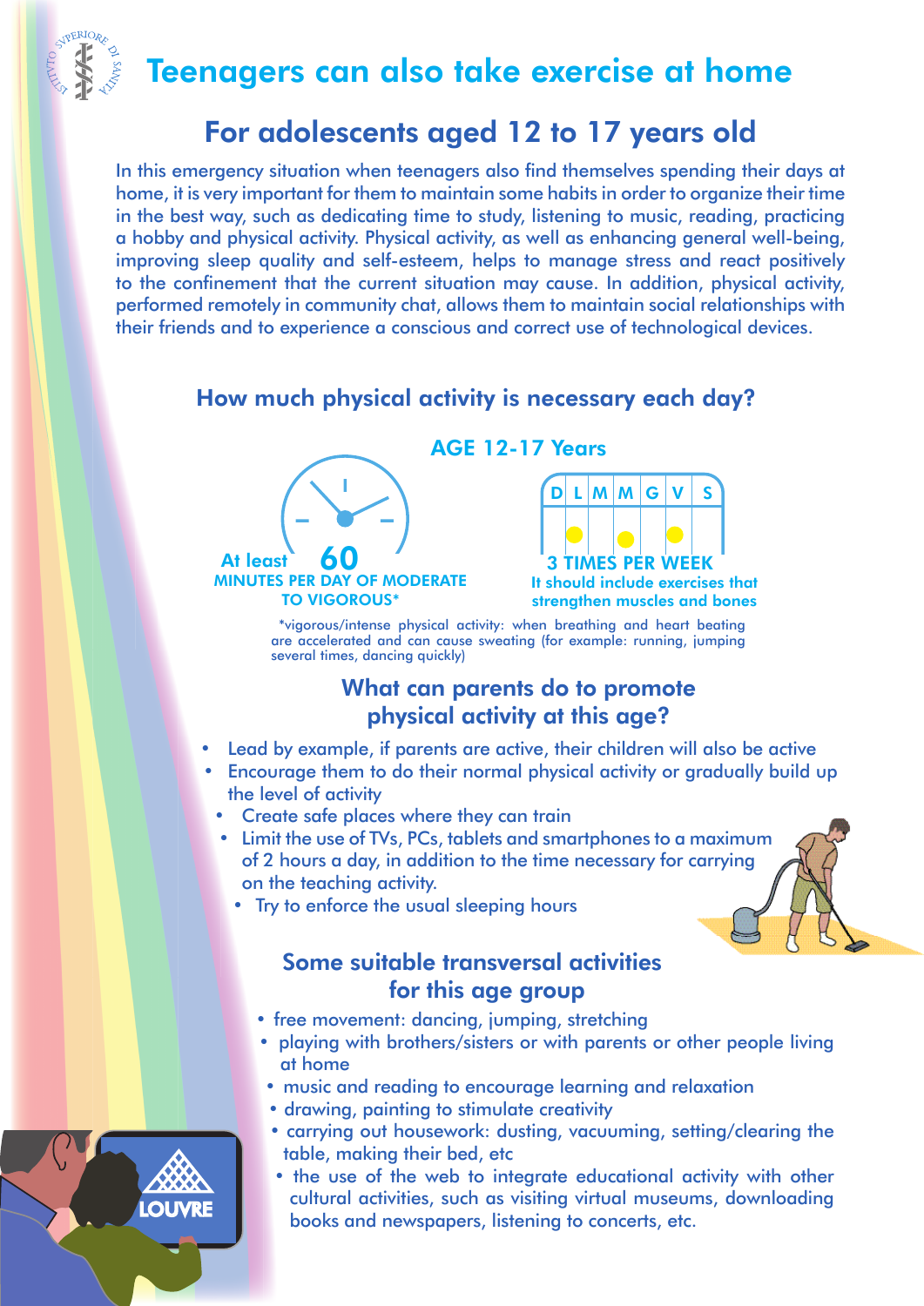# Teenagers can also take exercise at home

## For adolescents aged 12 to 17 years old

In this emergency situation when teenagers also find themselves spending their days at home, it is very important for them to maintain some habits in order to organize their time in the best way, such as dedicating time to study, listening to music, reading, practicing a hobby and physical activity. Physical activity, as well as enhancing general well-being, improving sleep quality and self-esteem, helps to manage stress and react positively to the confinement that the current situation may cause. In addition, physical activity, performed remotely in community chat, allows them to maintain social relationships with their friends and to experience a conscious and correct use of technological devices.

### How much physical activity is necessary each day?

**AGE 12-17 Years**

At least **60** MINUTES PER DAY OF MODERATE TO VIGOROUS*

| D | L | M | M | G | V | S |
|---|---|---|---|---|---|---|
| | ● | | ● | | ● | |

**3 TIMES PER WEEK**
It should include exercises that strengthen muscles and bones

*vigorous/intense physical activity: when breathing and heart beating are accelerated and can cause sweating (for example: running, jumping several times, dancing quickly)

### What can parents do to promote physical activity at this age?

- Lead by example, if parents are active, their children will also be active
- Encourage them to do their normal physical activity or gradually build up the level of activity
- Create safe places where they can train
- Limit the use of TVs, PCs, tablets and smartphones to a maximum of 2 hours a day, in addition to the time necessary for carrying on the teaching activity.
- Try to enforce the usual sleeping hours

### Some suitable transversal activities for this age group

- free movement: dancing, jumping, stretching
- playing with brothers/sisters or with parents or other people living at home
- music and reading to encourage learning and relaxation
- drawing, painting to stimulate creativity
- carrying out housework: dusting, vacuuming, setting/clearing the table, making their bed, etc
- the use of the web to integrate educational activity with other cultural activities, such as visiting virtual museums, downloading books and newspapers, listening to concerts, etc.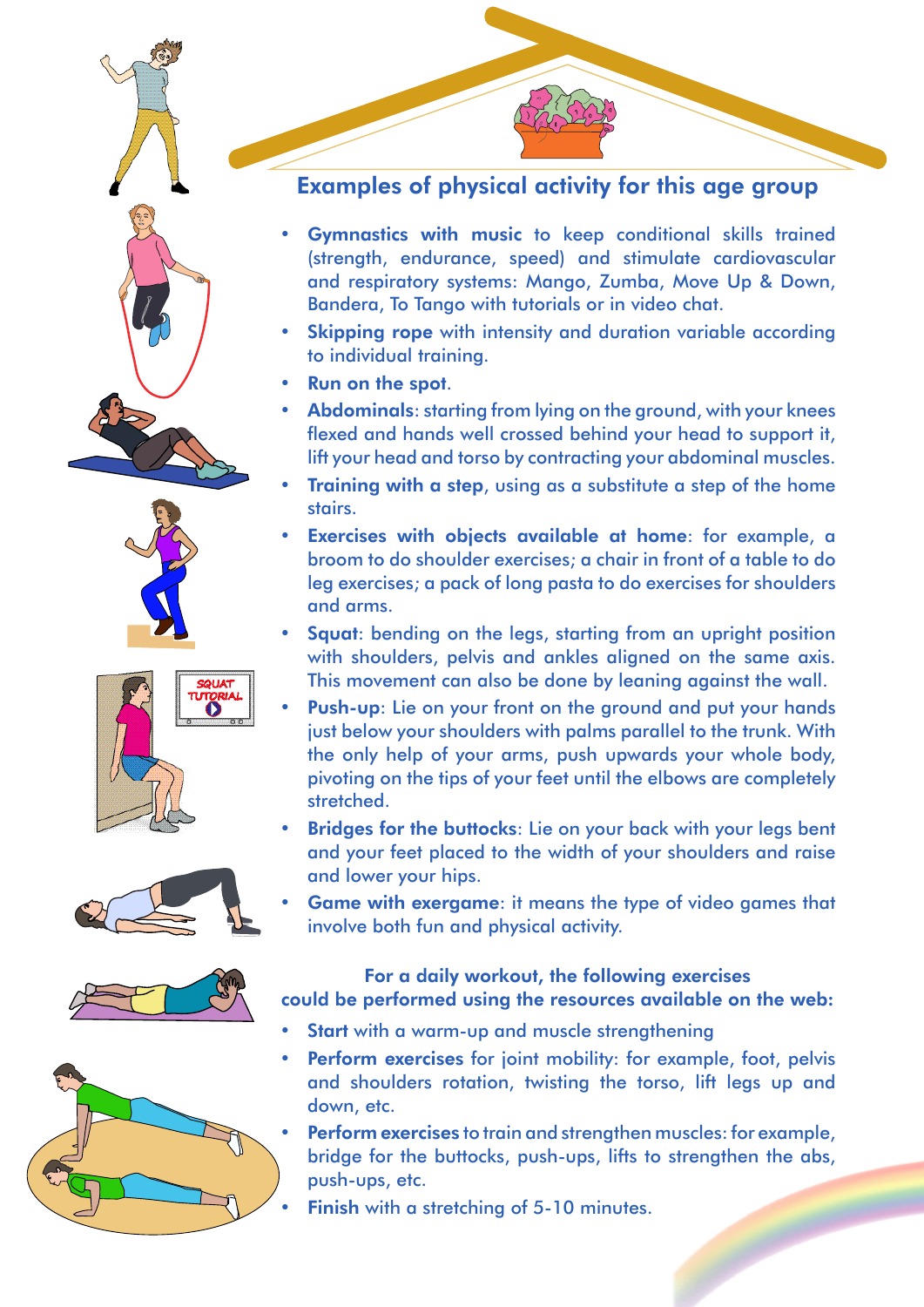## Examples of physical activity for this age group

- **Gymnastics with music** to keep conditional skills trained (strength, endurance, speed) and stimulate cardiovascular and respiratory systems: Mango, Zumba, Move Up & Down, Bandera, To Tango with tutorials or in video chat.
- **Skipping rope** with intensity and duration variable according to individual training.
- **Run on the spot**.
- **Abdominals**: starting from lying on the ground, with your knees flexed and hands well crossed behind your head to support it, lift your head and torso by contracting your abdominal muscles.
- **Training with a step**, using as a substitute a step of the home stairs.
- **Exercises with objects available at home**: for example, a broom to do shoulder exercises; a chair in front of a table to do leg exercises; a pack of long pasta to do exercises for shoulders and arms.
- **Squat**: bending on the legs, starting from an upright position with shoulders, pelvis and ankles aligned on the same axis. This movement can also be done by leaning against the wall.
- **Push-up**: Lie on your front on the ground and put your hands just below your shoulders with palms parallel to the trunk. With the only help of your arms, push upwards your whole body, pivoting on the tips of your feet until the elbows are completely stretched.
- **Bridges for the buttocks**: Lie on your back with your legs bent and your feet placed to the width of your shoulders and raise and lower your hips.
- **Game with exergame**: it means the type of video games that involve both fun and physical activity.

**For a daily workout, the following exercises could be performed using the resources available on the web:**

- **Start** with a warm-up and muscle strengthening
- **Perform exercises** for joint mobility: for example, foot, pelvis and shoulders rotation, twisting the torso, lift legs up and down, etc.
- **Perform exercises** to train and strengthen muscles: for example, bridge for the buttocks, push-ups, lifts to strengthen the abs, push-ups, etc.
- **Finish** with a stretching of 5-10 minutes.